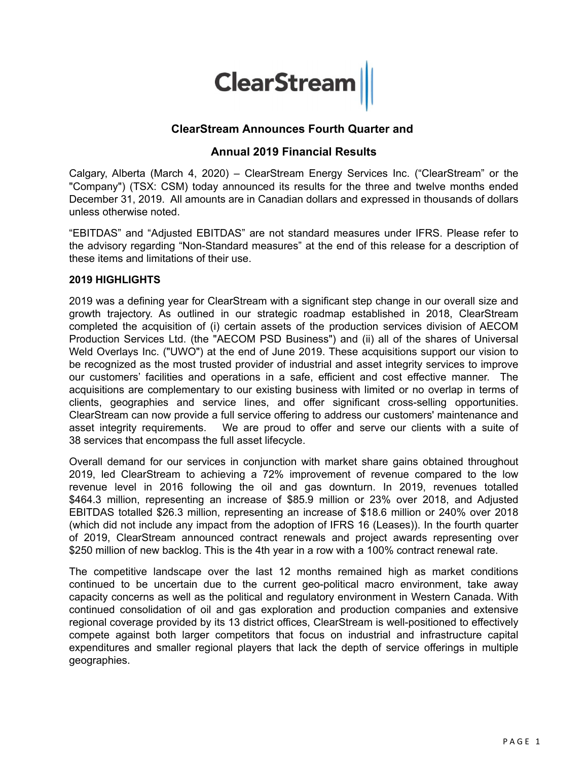ClearStream

## ClearStream Announces Fourth Quarter and Annual 2019 Financial Results

Calgary, Alberta (March 4, 2020) – ClearStream Energy Services Inc. ("ClearStream" or the "Company") (TSX: CSM) today announced its results for the three and twelve months ended December 31, 2019. All amounts are in Canadian dollars and expressed in thousands of dollars unless otherwise noted.

"EBITDAS" and "Adjusted EBITDAS" are not standard measures under IFRS. Please refer to the advisory regarding "Non-Standard measures" at the end of this release for a description of these items and limitations of their use.

**2019 HIGHLIGHTS**

2019 was a defining year for ClearStream with a significant step change in our overall size and growth trajectory. As outlined in our strategic roadmap established in 2018, ClearStream completed the acquisition of (i) certain assets of the production services division of AECOM Production Services Ltd. (the "AECOM PSD Business") and (ii) all of the shares of Universal Weld Overlays Inc. ("UWO") at the end of June 2019. These acquisitions support our vision to be recognized as the most trusted provider of industrial and asset integrity services to improve our customers' facilities and operations in a safe, efficient and cost effective manner. The acquisitions are complementary to our existing business with limited or no overlap in terms of clients, geographies and service lines, and offer significant cross-selling opportunities. ClearStream can now provide a full service offering to address our customers' maintenance and asset integrity requirements. We are proud to offer and serve our clients with a suite of 38 services that encompass the full asset lifecycle.

Overall demand for our services in conjunction with market share gains obtained throughout 2019, led ClearStream to achieving a 72% improvement of revenue compared to the low revenue level in 2016 following the oil and gas downturn. In 2019, revenues totalled $464.3 million, representing an increase of $85.9 million or 23% over 2018, and Adjusted EBITDAS totalled $26.3 million, representing an increase of $18.6 million or 240% over 2018 (which did not include any impact from the adoption of IFRS 16 (Leases)). In the fourth quarter of 2019, ClearStream announced contract renewals and project awards representing over $250 million of new backlog. This is the 4th year in a row with a 100% contract renewal rate.

The competitive landscape over the last 12 months remained high as market conditions continued to be uncertain due to the current geo-political macro environment, take away capacity concerns as well as the political and regulatory environment in Western Canada. With continued consolidation of oil and gas exploration and production companies and extensive regional coverage provided by its 13 district offices, ClearStream is well-positioned to effectively compete against both larger competitors that focus on industrial and infrastructure capital expenditures and smaller regional players that lack the depth of service offerings in multiple geographies.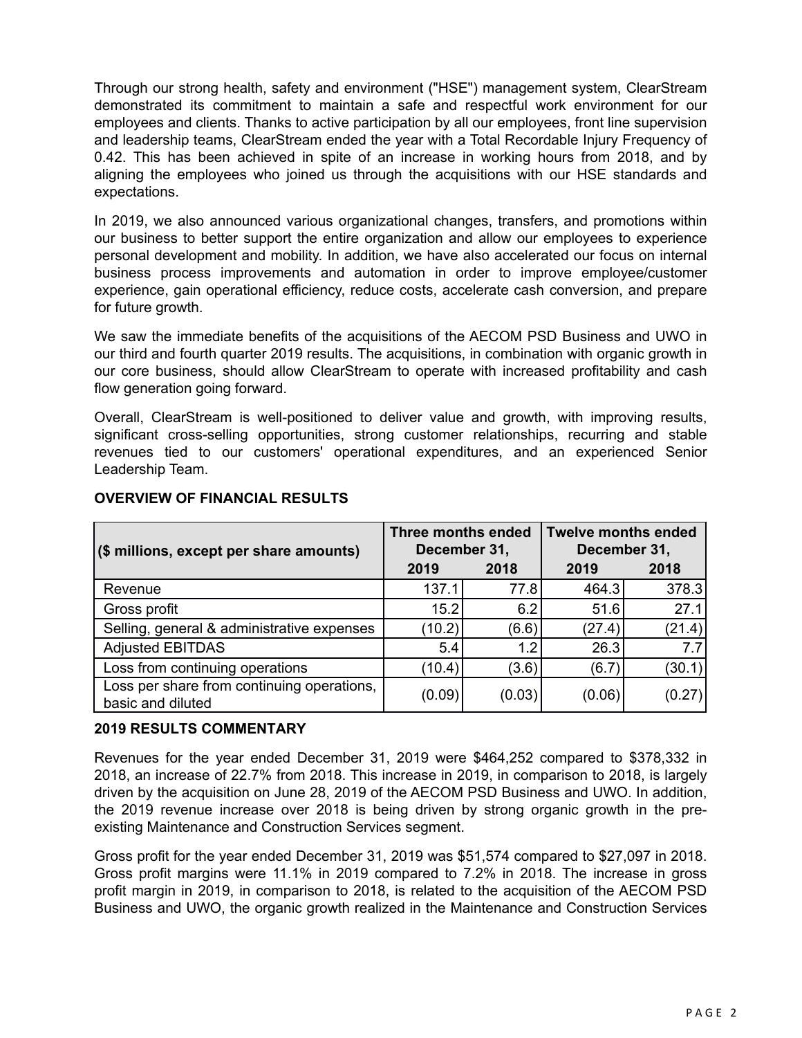Through our strong health, safety and environment ("HSE") management system, ClearStream demonstrated its commitment to maintain a safe and respectful work environment for our employees and clients. Thanks to active participation by all our employees, front line supervision and leadership teams, ClearStream ended the year with a Total Recordable Injury Frequency of 0.42. This has been achieved in spite of an increase in working hours from 2018, and by aligning the employees who joined us through the acquisitions with our HSE standards and expectations.

In 2019, we also announced various organizational changes, transfers, and promotions within our business to better support the entire organization and allow our employees to experience personal development and mobility. In addition, we have also accelerated our focus on internal business process improvements and automation in order to improve employee/customer experience, gain operational efficiency, reduce costs, accelerate cash conversion, and prepare for future growth.

We saw the immediate benefits of the acquisitions of the AECOM PSD Business and UWO in our third and fourth quarter 2019 results. The acquisitions, in combination with organic growth in our core business, should allow ClearStream to operate with increased profitability and cash flow generation going forward.

Overall, ClearStream is well-positioned to deliver value and growth, with improving results, significant cross-selling opportunities, strong customer relationships, recurring and stable revenues tied to our customers' operational expenditures, and an experienced Senior Leadership Team.

## OVERVIEW OF FINANCIAL RESULTS

| ($ millions, except per share amounts) | Three months ended December 31, | | Twelve months ended December 31, | |
|---|---|---|---|---|
| | 2019 | 2018 | 2019 | 2018 |
| Revenue | 137.1 | 77.8 | 464.3 | 378.3 |
| Gross profit | 15.2 | 6.2 | 51.6 | 27.1 |
| Selling, general & administrative expenses | (10.2) | (6.6) | (27.4) | (21.4) |
| Adjusted EBITDAS | 5.4 | 1.2 | 26.3 | 7.7 |
| Loss from continuing operations | (10.4) | (3.6) | (6.7) | (30.1) |
| Loss per share from continuing operations, basic and diluted | (0.09) | (0.03) | (0.06) | (0.27) |

## 2019 RESULTS COMMENTARY

Revenues for the year ended December 31, 2019 were $464,252 compared to $378,332 in 2018, an increase of 22.7% from 2018. This increase in 2019, in comparison to 2018, is largely driven by the acquisition on June 28, 2019 of the AECOM PSD Business and UWO. In addition, the 2019 revenue increase over 2018 is being driven by strong organic growth in the pre-existing Maintenance and Construction Services segment.

Gross profit for the year ended December 31, 2019 was $51,574 compared to $27,097 in 2018. Gross profit margins were 11.1% in 2019 compared to 7.2% in 2018. The increase in gross profit margin in 2019, in comparison to 2018, is related to the acquisition of the AECOM PSD Business and UWO, the organic growth realized in the Maintenance and Construction Services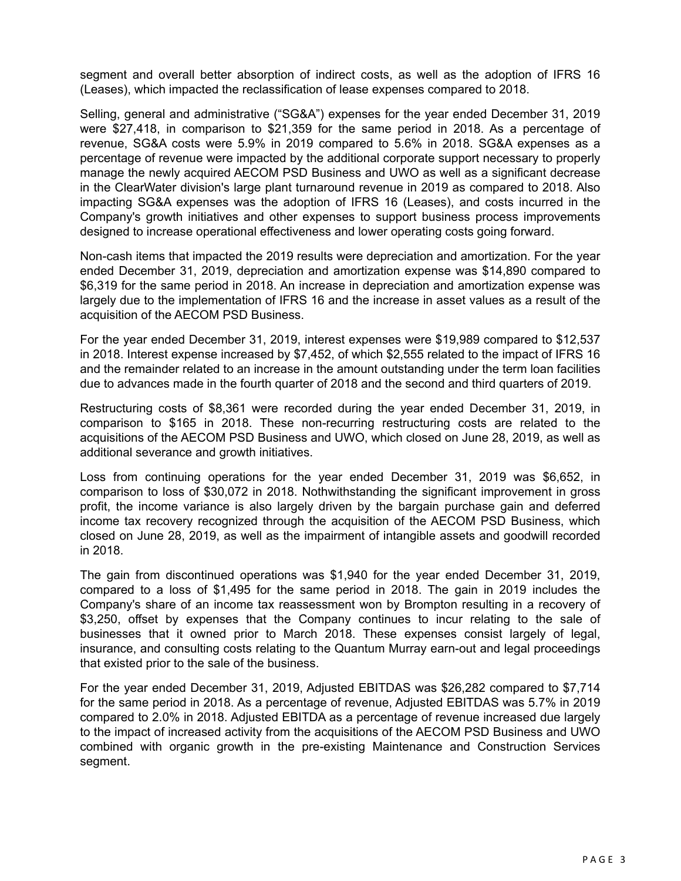segment and overall better absorption of indirect costs, as well as the adoption of IFRS 16 (Leases), which impacted the reclassification of lease expenses compared to 2018.

Selling, general and administrative ("SG&A") expenses for the year ended December 31, 2019 were $27,418, in comparison to $21,359 for the same period in 2018. As a percentage of revenue, SG&A costs were 5.9% in 2019 compared to 5.6% in 2018. SG&A expenses as a percentage of revenue were impacted by the additional corporate support necessary to properly manage the newly acquired AECOM PSD Business and UWO as well as a significant decrease in the ClearWater division's large plant turnaround revenue in 2019 as compared to 2018. Also impacting SG&A expenses was the adoption of IFRS 16 (Leases), and costs incurred in the Company's growth initiatives and other expenses to support business process improvements designed to increase operational effectiveness and lower operating costs going forward.

Non-cash items that impacted the 2019 results were depreciation and amortization. For the year ended December 31, 2019, depreciation and amortization expense was $14,890 compared to $6,319 for the same period in 2018. An increase in depreciation and amortization expense was largely due to the implementation of IFRS 16 and the increase in asset values as a result of the acquisition of the AECOM PSD Business.

For the year ended December 31, 2019, interest expenses were $19,989 compared to $12,537 in 2018. Interest expense increased by $7,452, of which $2,555 related to the impact of IFRS 16 and the remainder related to an increase in the amount outstanding under the term loan facilities due to advances made in the fourth quarter of 2018 and the second and third quarters of 2019.

Restructuring costs of $8,361 were recorded during the year ended December 31, 2019, in comparison to $165 in 2018. These non-recurring restructuring costs are related to the acquisitions of the AECOM PSD Business and UWO, which closed on June 28, 2019, as well as additional severance and growth initiatives.

Loss from continuing operations for the year ended December 31, 2019 was $6,652, in comparison to loss of $30,072 in 2018. Nothwithstanding the significant improvement in gross profit, the income variance is also largely driven by the bargain purchase gain and deferred income tax recovery recognized through the acquisition of the AECOM PSD Business, which closed on June 28, 2019, as well as the impairment of intangible assets and goodwill recorded in 2018.

The gain from discontinued operations was $1,940 for the year ended December 31, 2019, compared to a loss of $1,495 for the same period in 2018. The gain in 2019 includes the Company's share of an income tax reassessment won by Brompton resulting in a recovery of $3,250, offset by expenses that the Company continues to incur relating to the sale of businesses that it owned prior to March 2018. These expenses consist largely of legal, insurance, and consulting costs relating to the Quantum Murray earn-out and legal proceedings that existed prior to the sale of the business.

For the year ended December 31, 2019, Adjusted EBITDAS was $26,282 compared to $7,714 for the same period in 2018. As a percentage of revenue, Adjusted EBITDAS was 5.7% in 2019 compared to 2.0% in 2018. Adjusted EBITDA as a percentage of revenue increased due largely to the impact of increased activity from the acquisitions of the AECOM PSD Business and UWO combined with organic growth in the pre-existing Maintenance and Construction Services segment.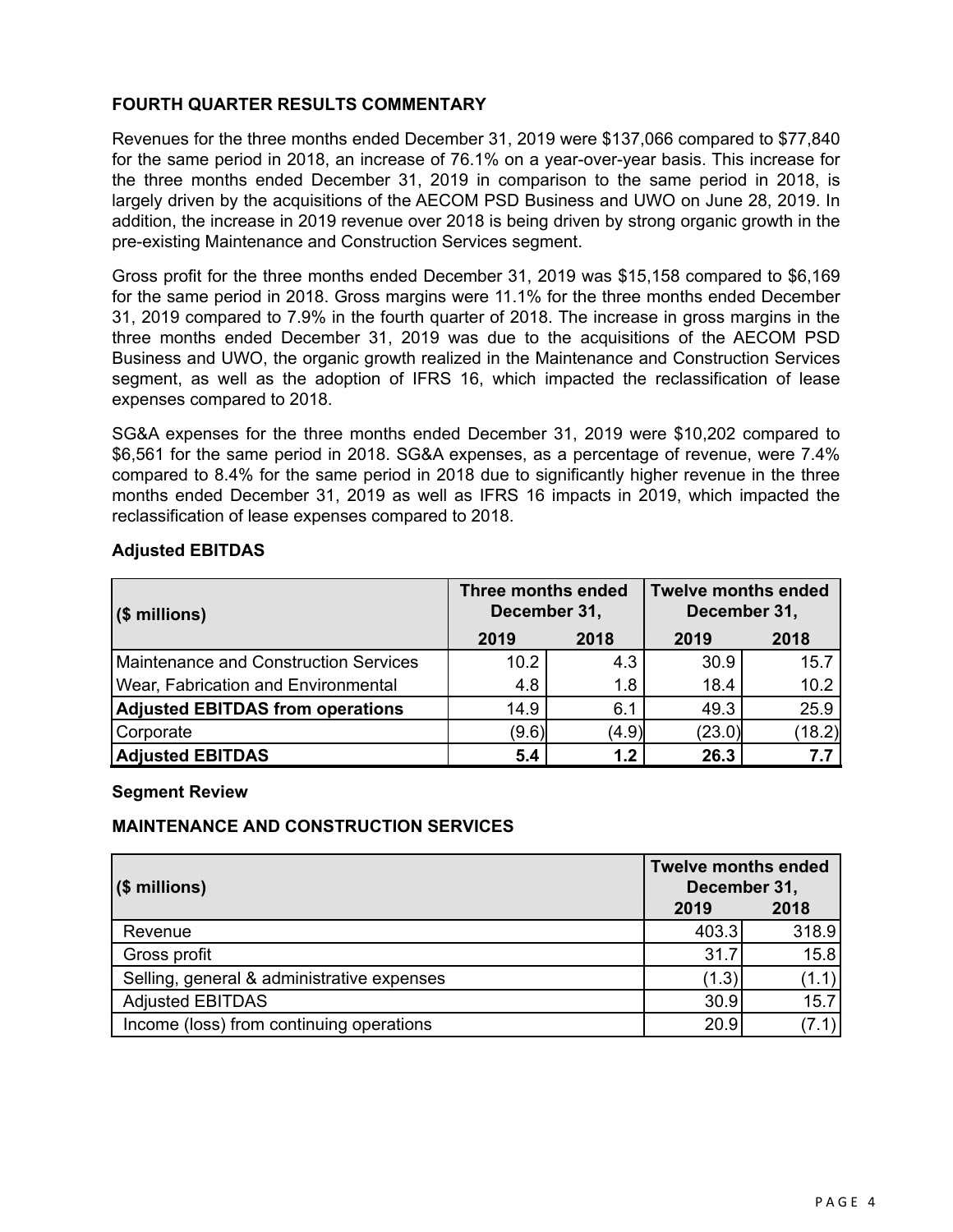## FOURTH QUARTER RESULTS COMMENTARY

Revenues for the three months ended December 31, 2019 were $137,066 compared to $77,840 for the same period in 2018, an increase of 76.1% on a year-over-year basis. This increase for the three months ended December 31, 2019 in comparison to the same period in 2018, is largely driven by the acquisitions of the AECOM PSD Business and UWO on June 28, 2019. In addition, the increase in 2019 revenue over 2018 is being driven by strong organic growth in the pre-existing Maintenance and Construction Services segment.

Gross profit for the three months ended December 31, 2019 was $15,158 compared to $6,169 for the same period in 2018. Gross margins were 11.1% for the three months ended December 31, 2019 compared to 7.9% in the fourth quarter of 2018. The increase in gross margins in the three months ended December 31, 2019 was due to the acquisitions of the AECOM PSD Business and UWO, the organic growth realized in the Maintenance and Construction Services segment, as well as the adoption of IFRS 16, which impacted the reclassification of lease expenses compared to 2018.

SG&A expenses for the three months ended December 31, 2019 were $10,202 compared to $6,561 for the same period in 2018. SG&A expenses, as a percentage of revenue, were 7.4% compared to 8.4% for the same period in 2018 due to significantly higher revenue in the three months ended December 31, 2019 as well as IFRS 16 impacts in 2019, which impacted the reclassification of lease expenses compared to 2018.

### Adjusted EBITDAS

| ($ millions) | Three months ended December 31, | | Twelve months ended December 31, | |
|---|---|---|---|---|
| | 2019 | 2018 | 2019 | 2018 |
| Maintenance and Construction Services | 10.2 | 4.3 | 30.9 | 15.7 |
| Wear, Fabrication and Environmental | 4.8 | 1.8 | 18.4 | 10.2 |
| **Adjusted EBITDAS from operations** | 14.9 | 6.1 | 49.3 | 25.9 |
| Corporate | (9.6) | (4.9) | (23.0) | (18.2) |
| **Adjusted EBITDAS** | **5.4** | **1.2** | **26.3** | **7.7** |

### Segment Review

### MAINTENANCE AND CONSTRUCTION SERVICES

| ($ millions) | Twelve months ended December 31, | |
|---|---|---|
| | 2019 | 2018 |
| Revenue | 403.3 | 318.9 |
| Gross profit | 31.7 | 15.8 |
| Selling, general & administrative expenses | (1.3) | (1.1) |
| Adjusted EBITDAS | 30.9 | 15.7 |
| Income (loss) from continuing operations | 20.9 | (7.1) |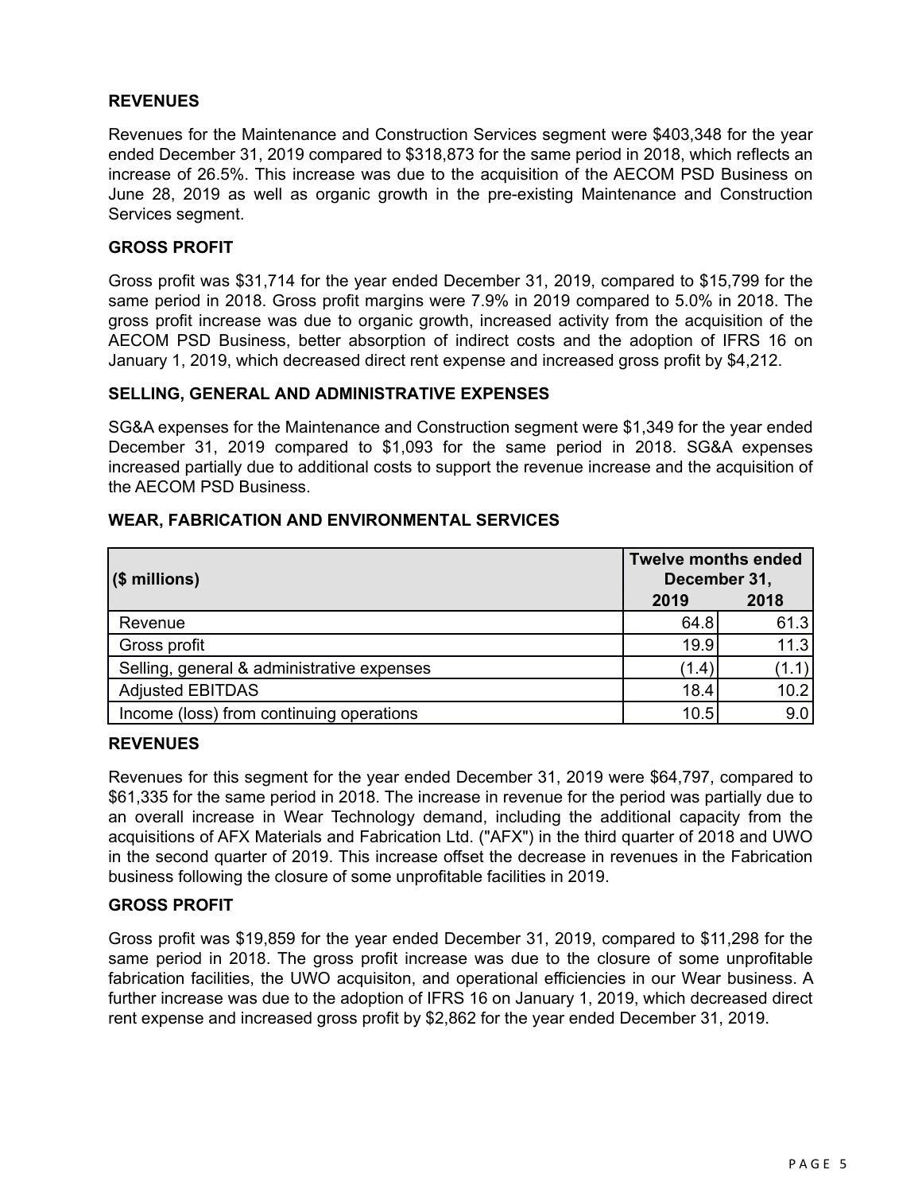### REVENUES

Revenues for the Maintenance and Construction Services segment were $403,348 for the year ended December 31, 2019 compared to $318,873 for the same period in 2018, which reflects an increase of 26.5%. This increase was due to the acquisition of the AECOM PSD Business on June 28, 2019 as well as organic growth in the pre-existing Maintenance and Construction Services segment.

### GROSS PROFIT

Gross profit was $31,714 for the year ended December 31, 2019, compared to $15,799 for the same period in 2018. Gross profit margins were 7.9% in 2019 compared to 5.0% in 2018. The gross profit increase was due to organic growth, increased activity from the acquisition of the AECOM PSD Business, better absorption of indirect costs and the adoption of IFRS 16 on January 1, 2019, which decreased direct rent expense and increased gross profit by $4,212.

### SELLING, GENERAL AND ADMINISTRATIVE EXPENSES

SG&A expenses for the Maintenance and Construction segment were $1,349 for the year ended December 31, 2019 compared to $1,093 for the same period in 2018. SG&A expenses increased partially due to additional costs to support the revenue increase and the acquisition of the AECOM PSD Business.

## WEAR, FABRICATION AND ENVIRONMENTAL SERVICES

| ($ millions) | Twelve months ended December 31, | |
|---|---|---|
| | 2019 | 2018 |
| Revenue | 64.8 | 61.3 |
| Gross profit | 19.9 | 11.3 |
| Selling, general & administrative expenses | (1.4) | (1.1) |
| Adjusted EBITDAS | 18.4 | 10.2 |
| Income (loss) from continuing operations | 10.5 | 9.0 |

### REVENUES

Revenues for this segment for the year ended December 31, 2019 were $64,797, compared to $61,335 for the same period in 2018. The increase in revenue for the period was partially due to an overall increase in Wear Technology demand, including the additional capacity from the acquisitions of AFX Materials and Fabrication Ltd. ("AFX") in the third quarter of 2018 and UWO in the second quarter of 2019. This increase offset the decrease in revenues in the Fabrication business following the closure of some unprofitable facilities in 2019.

### GROSS PROFIT

Gross profit was $19,859 for the year ended December 31, 2019, compared to $11,298 for the same period in 2018. The gross profit increase was due to the closure of some unprofitable fabrication facilities, the UWO acquisiton, and operational efficiencies in our Wear business. A further increase was due to the adoption of IFRS 16 on January 1, 2019, which decreased direct rent expense and increased gross profit by $2,862 for the year ended December 31, 2019.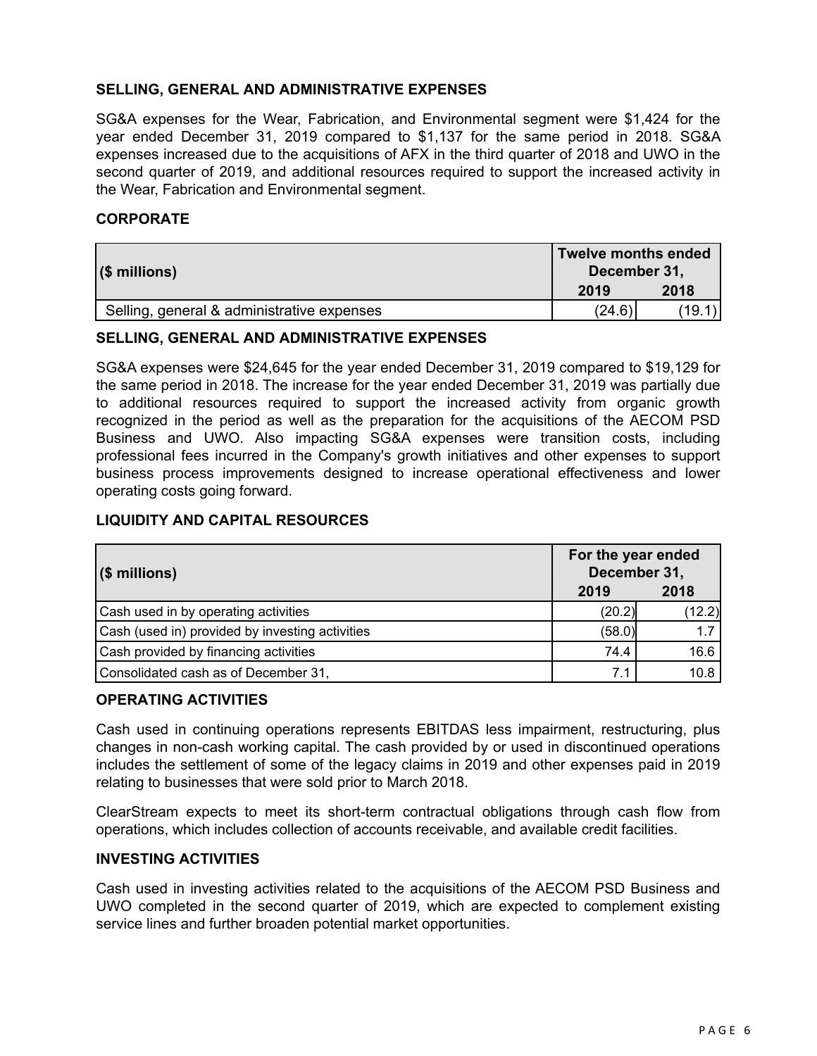## SELLING, GENERAL AND ADMINISTRATIVE EXPENSES

SG&A expenses for the Wear, Fabrication, and Environmental segment were $1,424 for the year ended December 31, 2019 compared to $1,137 for the same period in 2018. SG&A expenses increased due to the acquisitions of AFX in the third quarter of 2018 and UWO in the second quarter of 2019, and additional resources required to support the increased activity in the Wear, Fabrication and Environmental segment.

## CORPORATE

| ($ millions) | Twelve months ended December 31, | |
|---|---|---|
| | 2019 | 2018 |
| Selling, general & administrative expenses | (24.6) | (19.1) |

## SELLING, GENERAL AND ADMINISTRATIVE EXPENSES

SG&A expenses were $24,645 for the year ended December 31, 2019 compared to $19,129 for the same period in 2018. The increase for the year ended December 31, 2019 was partially due to additional resources required to support the increased activity from organic growth recognized in the period as well as the preparation for the acquisitions of the AECOM PSD Business and UWO. Also impacting SG&A expenses were transition costs, including professional fees incurred in the Company's growth initiatives and other expenses to support business process improvements designed to increase operational effectiveness and lower operating costs going forward.

## LIQUIDITY AND CAPITAL RESOURCES

| ($ millions) | For the year ended December 31, | |
|---|---|---|
| | 2019 | 2018 |
| Cash used in by operating activities | (20.2) | (12.2) |
| Cash (used in) provided by investing activities | (58.0) | 1.7 |
| Cash provided by financing activities | 74.4 | 16.6 |
| Consolidated cash as of December 31, | 7.1 | 10.8 |

## OPERATING ACTIVITIES

Cash used in continuing operations represents EBITDAS less impairment, restructuring, plus changes in non-cash working capital. The cash provided by or used in discontinued operations includes the settlement of some of the legacy claims in 2019 and other expenses paid in 2019 relating to businesses that were sold prior to March 2018.

ClearStream expects to meet its short-term contractual obligations through cash flow from operations, which includes collection of accounts receivable, and available credit facilities.

## INVESTING ACTIVITIES

Cash used in investing activities related to the acquisitions of the AECOM PSD Business and UWO completed in the second quarter of 2019, which are expected to complement existing service lines and further broaden potential market opportunities.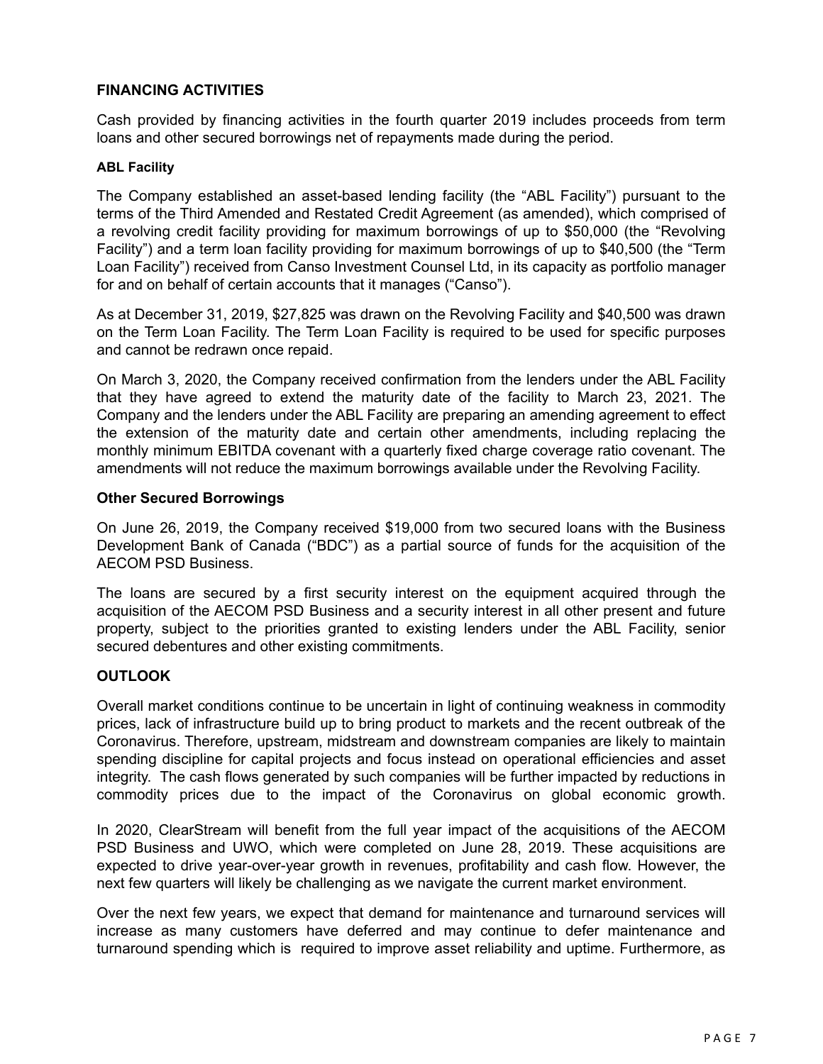## FINANCING ACTIVITIES

Cash provided by financing activities in the fourth quarter 2019 includes proceeds from term loans and other secured borrowings net of repayments made during the period.

### ABL Facility

The Company established an asset-based lending facility (the "ABL Facility") pursuant to the terms of the Third Amended and Restated Credit Agreement (as amended), which comprised of a revolving credit facility providing for maximum borrowings of up to $50,000 (the "Revolving Facility") and a term loan facility providing for maximum borrowings of up to $40,500 (the "Term Loan Facility") received from Canso Investment Counsel Ltd, in its capacity as portfolio manager for and on behalf of certain accounts that it manages ("Canso").

As at December 31, 2019, $27,825 was drawn on the Revolving Facility and $40,500 was drawn on the Term Loan Facility. The Term Loan Facility is required to be used for specific purposes and cannot be redrawn once repaid.

On March 3, 2020, the Company received confirmation from the lenders under the ABL Facility that they have agreed to extend the maturity date of the facility to March 23, 2021. The Company and the lenders under the ABL Facility are preparing an amending agreement to effect the extension of the maturity date and certain other amendments, including replacing the monthly minimum EBITDA covenant with a quarterly fixed charge coverage ratio covenant. The amendments will not reduce the maximum borrowings available under the Revolving Facility.

### Other Secured Borrowings

On June 26, 2019, the Company received $19,000 from two secured loans with the Business Development Bank of Canada ("BDC") as a partial source of funds for the acquisition of the AECOM PSD Business.

The loans are secured by a first security interest on the equipment acquired through the acquisition of the AECOM PSD Business and a security interest in all other present and future property, subject to the priorities granted to existing lenders under the ABL Facility, senior secured debentures and other existing commitments.

## OUTLOOK

Overall market conditions continue to be uncertain in light of continuing weakness in commodity prices, lack of infrastructure build up to bring product to markets and the recent outbreak of the Coronavirus. Therefore, upstream, midstream and downstream companies are likely to maintain spending discipline for capital projects and focus instead on operational efficiencies and asset integrity. The cash flows generated by such companies will be further impacted by reductions in commodity prices due to the impact of the Coronavirus on global economic growth.

In 2020, ClearStream will benefit from the full year impact of the acquisitions of the AECOM PSD Business and UWO, which were completed on June 28, 2019. These acquisitions are expected to drive year-over-year growth in revenues, profitability and cash flow. However, the next few quarters will likely be challenging as we navigate the current market environment.

Over the next few years, we expect that demand for maintenance and turnaround services will increase as many customers have deferred and may continue to defer maintenance and turnaround spending which is required to improve asset reliability and uptime. Furthermore, as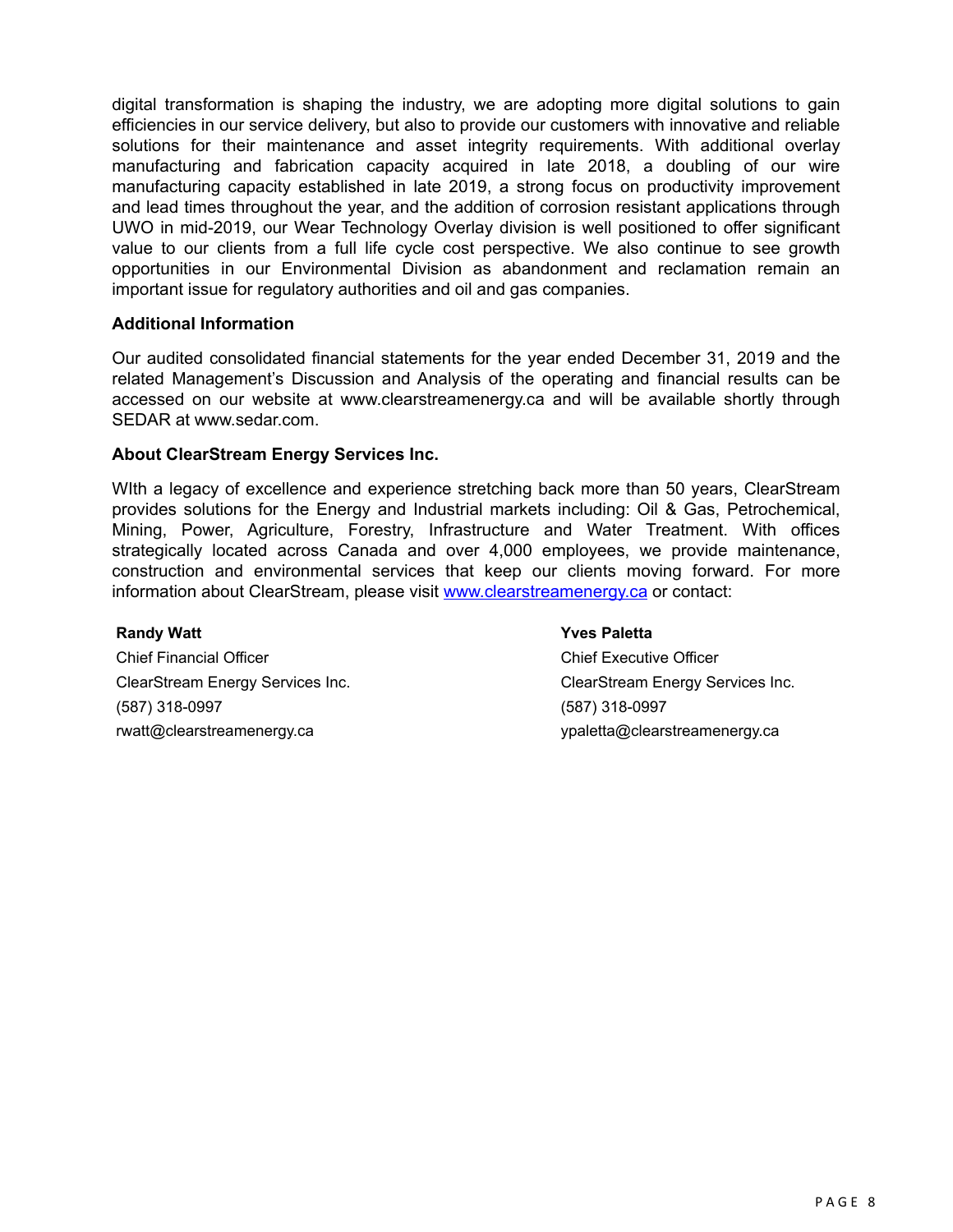digital transformation is shaping the industry, we are adopting more digital solutions to gain efficiencies in our service delivery, but also to provide our customers with innovative and reliable solutions for their maintenance and asset integrity requirements. With additional overlay manufacturing and fabrication capacity acquired in late 2018, a doubling of our wire manufacturing capacity established in late 2019, a strong focus on productivity improvement and lead times throughout the year, and the addition of corrosion resistant applications through UWO in mid-2019, our Wear Technology Overlay division is well positioned to offer significant value to our clients from a full life cycle cost perspective. We also continue to see growth opportunities in our Environmental Division as abandonment and reclamation remain an important issue for regulatory authorities and oil and gas companies.

**Additional Information**

Our audited consolidated financial statements for the year ended December 31, 2019 and the related Management's Discussion and Analysis of the operating and financial results can be accessed on our website at www.clearstreamenergy.ca and will be available shortly through SEDAR at www.sedar.com.

**About ClearStream Energy Services Inc.**

WIth a legacy of excellence and experience stretching back more than 50 years, ClearStream provides solutions for the Energy and Industrial markets including: Oil & Gas, Petrochemical, Mining, Power, Agriculture, Forestry, Infrastructure and Water Treatment. With offices strategically located across Canada and over 4,000 employees, we provide maintenance, construction and environmental services that keep our clients moving forward. For more information about ClearStream, please visit www.clearstreamenergy.ca or contact:

**Randy Watt**
Chief Financial Officer
ClearStream Energy Services Inc.
(587) 318-0997
rwatt@clearstreamenergy.ca

**Yves Paletta**
Chief Executive Officer
ClearStream Energy Services Inc.
(587) 318-0997
ypaletta@clearstreamenergy.ca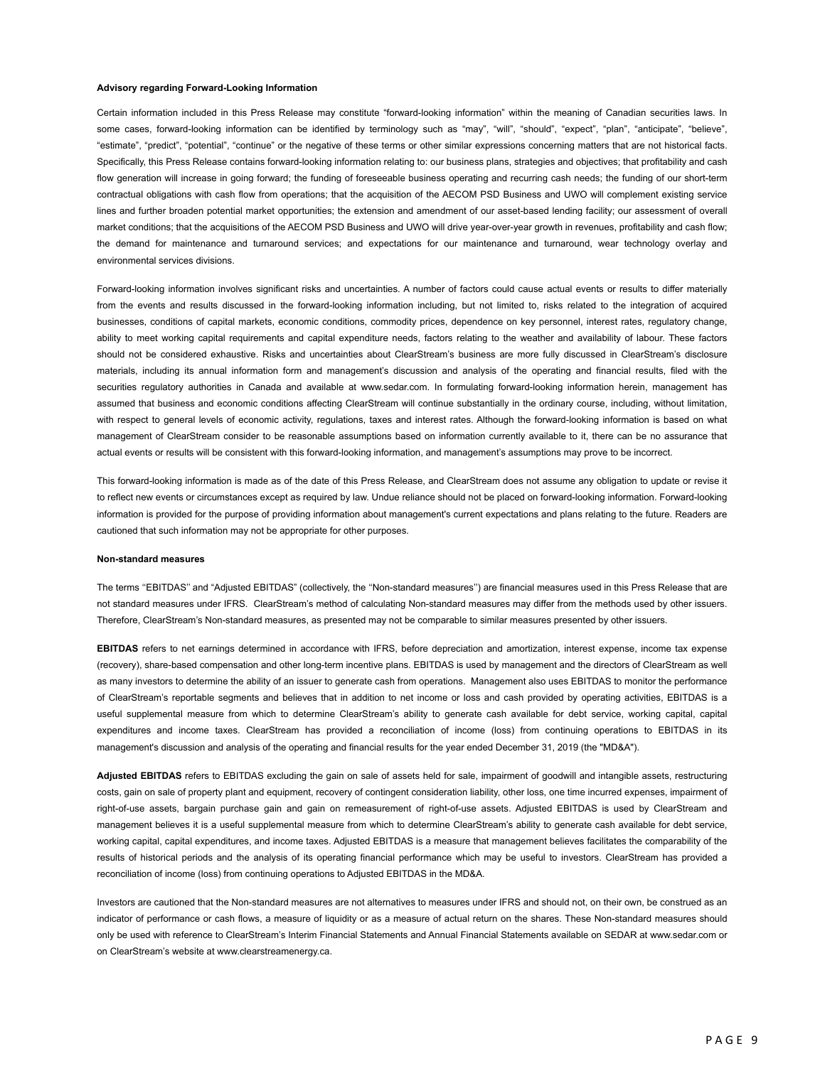**Advisory regarding Forward-Looking Information**

Certain information included in this Press Release may constitute "forward-looking information" within the meaning of Canadian securities laws. In some cases, forward-looking information can be identified by terminology such as "may", "will", "should", "expect", "plan", "anticipate", "believe", "estimate", "predict", "potential", "continue" or the negative of these terms or other similar expressions concerning matters that are not historical facts. Specifically, this Press Release contains forward-looking information relating to: our business plans, strategies and objectives; that profitability and cash flow generation will increase in going forward; the funding of foreseeable business operating and recurring cash needs; the funding of our short-term contractual obligations with cash flow from operations; that the acquisition of the AECOM PSD Business and UWO will complement existing service lines and further broaden potential market opportunities; the extension and amendment of our asset-based lending facility; our assessment of overall market conditions; that the acquisitions of the AECOM PSD Business and UWO will drive year-over-year growth in revenues, profitability and cash flow; the demand for maintenance and turnaround services; and expectations for our maintenance and turnaround, wear technology overlay and environmental services divisions.

Forward-looking information involves significant risks and uncertainties. A number of factors could cause actual events or results to differ materially from the events and results discussed in the forward-looking information including, but not limited to, risks related to the integration of acquired businesses, conditions of capital markets, economic conditions, commodity prices, dependence on key personnel, interest rates, regulatory change, ability to meet working capital requirements and capital expenditure needs, factors relating to the weather and availability of labour. These factors should not be considered exhaustive. Risks and uncertainties about ClearStream's business are more fully discussed in ClearStream's disclosure materials, including its annual information form and management's discussion and analysis of the operating and financial results, filed with the securities regulatory authorities in Canada and available at www.sedar.com. In formulating forward-looking information herein, management has assumed that business and economic conditions affecting ClearStream will continue substantially in the ordinary course, including, without limitation, with respect to general levels of economic activity, regulations, taxes and interest rates. Although the forward-looking information is based on what management of ClearStream consider to be reasonable assumptions based on information currently available to it, there can be no assurance that actual events or results will be consistent with this forward-looking information, and management's assumptions may prove to be incorrect.

This forward-looking information is made as of the date of this Press Release, and ClearStream does not assume any obligation to update or revise it to reflect new events or circumstances except as required by law. Undue reliance should not be placed on forward-looking information. Forward-looking information is provided for the purpose of providing information about management's current expectations and plans relating to the future. Readers are cautioned that such information may not be appropriate for other purposes.

**Non-standard measures**

The terms "EBITDAS" and "Adjusted EBITDAS" (collectively, the "Non-standard measures") are financial measures used in this Press Release that are not standard measures under IFRS. ClearStream's method of calculating Non-standard measures may differ from the methods used by other issuers. Therefore, ClearStream's Non-standard measures, as presented may not be comparable to similar measures presented by other issuers.

**EBITDAS** refers to net earnings determined in accordance with IFRS, before depreciation and amortization, interest expense, income tax expense (recovery), share-based compensation and other long-term incentive plans. EBITDAS is used by management and the directors of ClearStream as well as many investors to determine the ability of an issuer to generate cash from operations. Management also uses EBITDAS to monitor the performance of ClearStream's reportable segments and believes that in addition to net income or loss and cash provided by operating activities, EBITDAS is a useful supplemental measure from which to determine ClearStream's ability to generate cash available for debt service, working capital, capital expenditures and income taxes. ClearStream has provided a reconciliation of income (loss) from continuing operations to EBITDAS in its management's discussion and analysis of the operating and financial results for the year ended December 31, 2019 (the "MD&A").

**Adjusted EBITDAS** refers to EBITDAS excluding the gain on sale of assets held for sale, impairment of goodwill and intangible assets, restructuring costs, gain on sale of property plant and equipment, recovery of contingent consideration liability, other loss, one time incurred expenses, impairment of right-of-use assets, bargain purchase gain and gain on remeasurement of right-of-use assets. Adjusted EBITDAS is used by ClearStream and management believes it is a useful supplemental measure from which to determine ClearStream's ability to generate cash available for debt service, working capital, capital expenditures, and income taxes. Adjusted EBITDAS is a measure that management believes facilitates the comparability of the results of historical periods and the analysis of its operating financial performance which may be useful to investors. ClearStream has provided a reconciliation of income (loss) from continuing operations to Adjusted EBITDAS in the MD&A.

Investors are cautioned that the Non-standard measures are not alternatives to measures under IFRS and should not, on their own, be construed as an indicator of performance or cash flows, a measure of liquidity or as a measure of actual return on the shares. These Non-standard measures should only be used with reference to ClearStream's Interim Financial Statements and Annual Financial Statements available on SEDAR at www.sedar.com or on ClearStream's website at www.clearstreamenergy.ca.